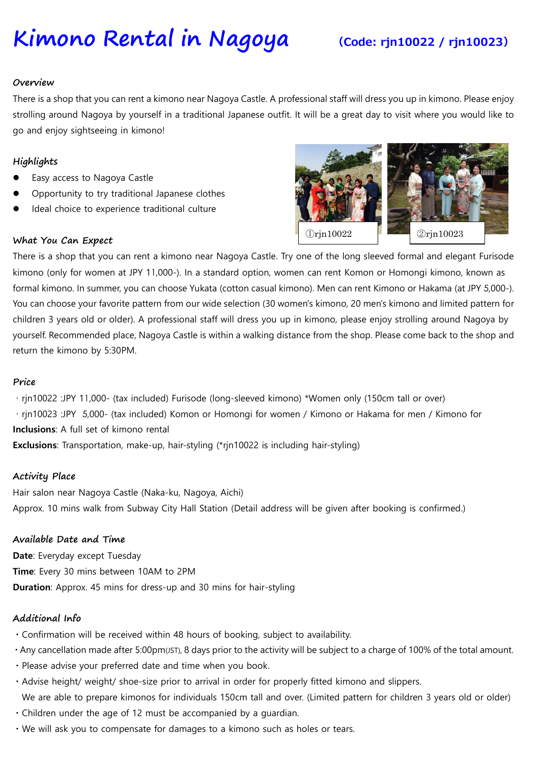# Kimono Rental in Nagoya (Code: rjn10022 / rjn10023)

### Overview

There is a shop that you can rent a kimono near Nagoya Castle. A professional staff will dress you up in kimono. Please enjoy strolling around Nagoya by yourself in a traditional Japanese outfit. It will be a great day to visit where you would like to go and enjoy sightseeing in kimono!

### Highlights

- Easy access to Nagoya Castle
- Opportunity to try traditional Japanese clothes
- Ideal choice to experience traditional culture

①rjn10022 ②rjn10023

### What You Can Expect

There is a shop that you can rent a kimono near Nagoya Castle. Try one of the long sleeved formal and elegant Furisode kimono (only for women at JPY 11,000-). In a standard option, women can rent Komon or Homongi kimono, known as formal kimono. In summer, you can choose Yukata (cotton casual kimono). Men can rent Kimono or Hakama (at JPY 5,000-). You can choose your favorite pattern from our wide selection (30 women's kimono, 20 men's kimono and limited pattern for children 3 years old or older). A professional staff will dress you up in kimono, please enjoy strolling around Nagoya by yourself. Recommended place, Nagoya Castle is within a walking distance from the shop. Please come back to the shop and return the kimono by 5:30PM.

### Price

・rjn10022 :JPY 11,000- (tax included) Furisode (long-sleeved kimono) *Women only (150cm tall or over)
・rjn10023 :JPY 5,000- (tax included) Komon or Homongi for women / Kimono or Hakama for men / Kimono for

**Inclusions**: A full set of kimono rental
**Exclusions**: Transportation, make-up, hair-styling (*rjn10022 is including hair-styling)

### Activity Place

Hair salon near Nagoya Castle (Naka-ku, Nagoya, Aichi)
Approx. 10 mins walk from Subway City Hall Station (Detail address will be given after booking is confirmed.)

### Available Date and Time

**Date**: Everyday except Tuesday
**Time**: Every 30 mins between 10AM to 2PM
**Duration**: Approx. 45 mins for dress-up and 30 mins for hair-styling

### Additional Info

・Confirmation will be received within 48 hours of booking, subject to availability.
・Any cancellation made after 5:00pm(JST), 8 days prior to the activity will be subject to a charge of 100% of the total amount.
・Please advise your preferred date and time when you book.
・Advise height/ weight/ shoe-size prior to arrival in order for properly fitted kimono and slippers.
We are able to prepare kimonos for individuals 150cm tall and over. (Limited pattern for children 3 years old or older)
・Children under the age of 12 must be accompanied by a guardian.
・We will ask you to compensate for damages to a kimono such as holes or tears.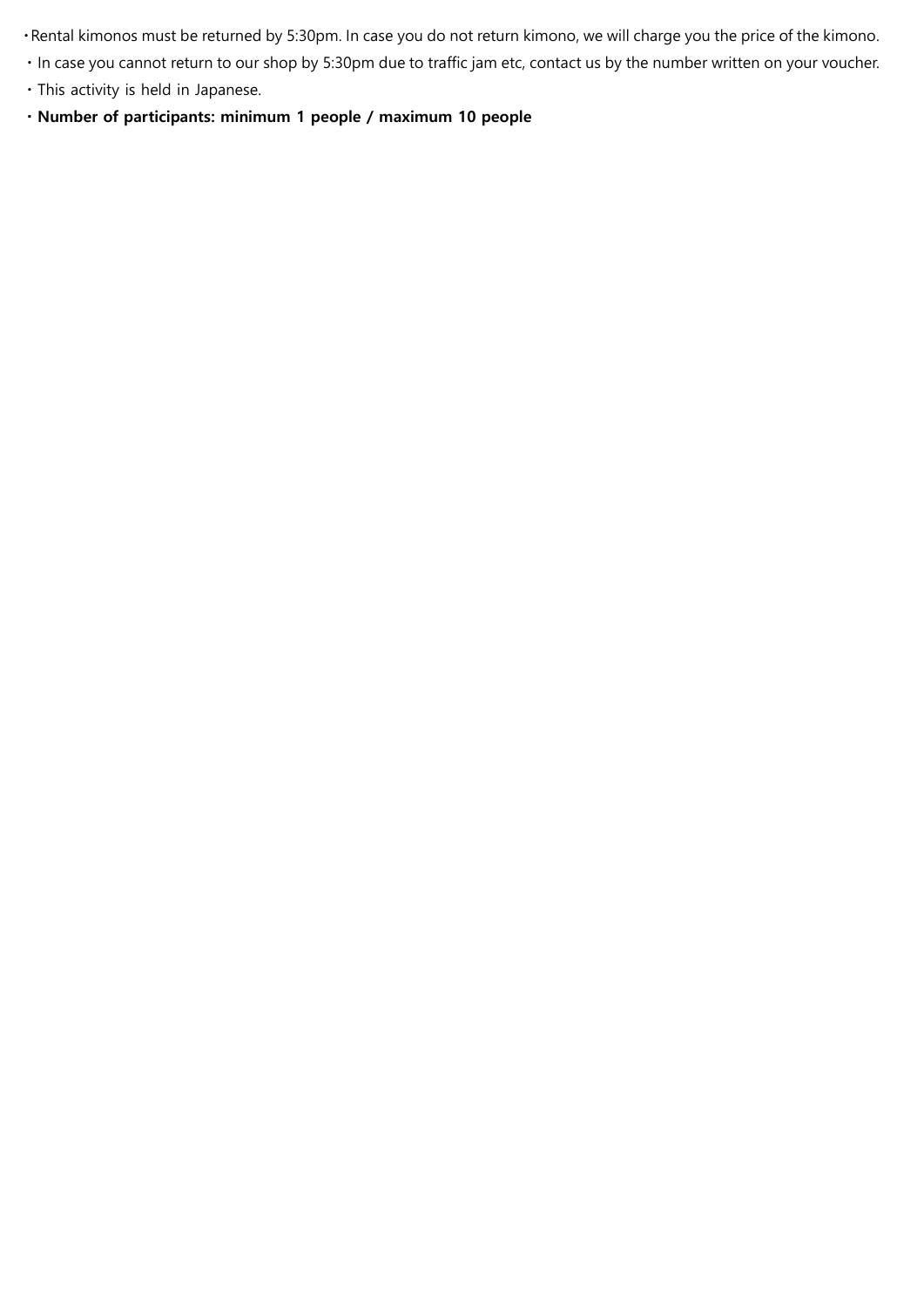・Rental kimonos must be returned by 5:30pm. In case you do not return kimono, we will charge you the price of the kimono.

・In case you cannot return to our shop by 5:30pm due to traffic jam etc, contact us by the number written on your voucher.

・This activity is held in Japanese.

**・Number of participants: minimum 1 people / maximum 10 people**